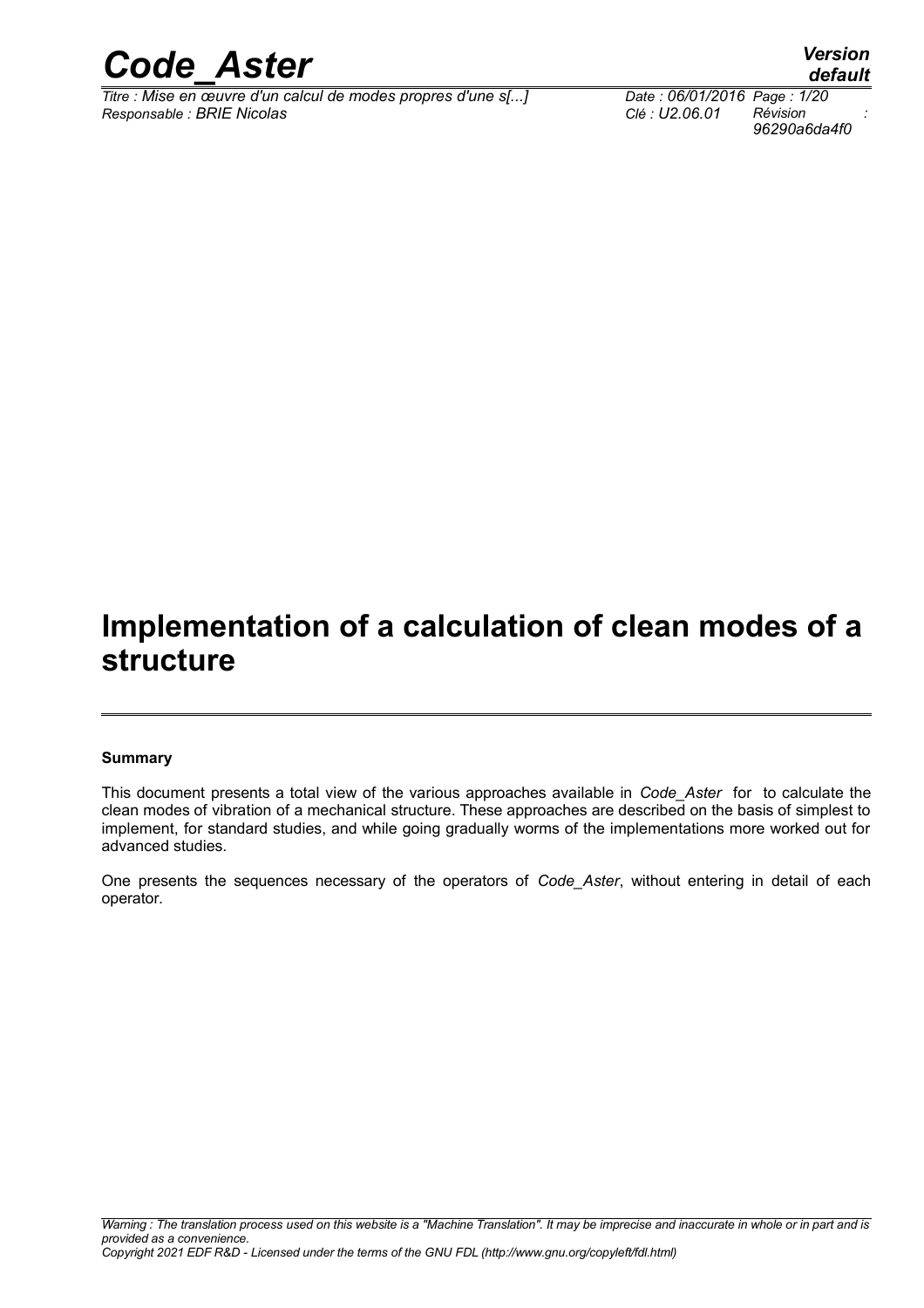# Implementation of a calculation of clean modes of a structure

**Summary**

This document presents a total view of the various approaches available in *Code_Aster* for to calculate the clean modes of vibration of a mechanical structure. These approaches are described on the basis of simplest to implement, for standard studies, and while going gradually worms of the implementations more worked out for advanced studies.

One presents the sequences necessary of the operators of *Code_Aster*, without entering in detail of each operator.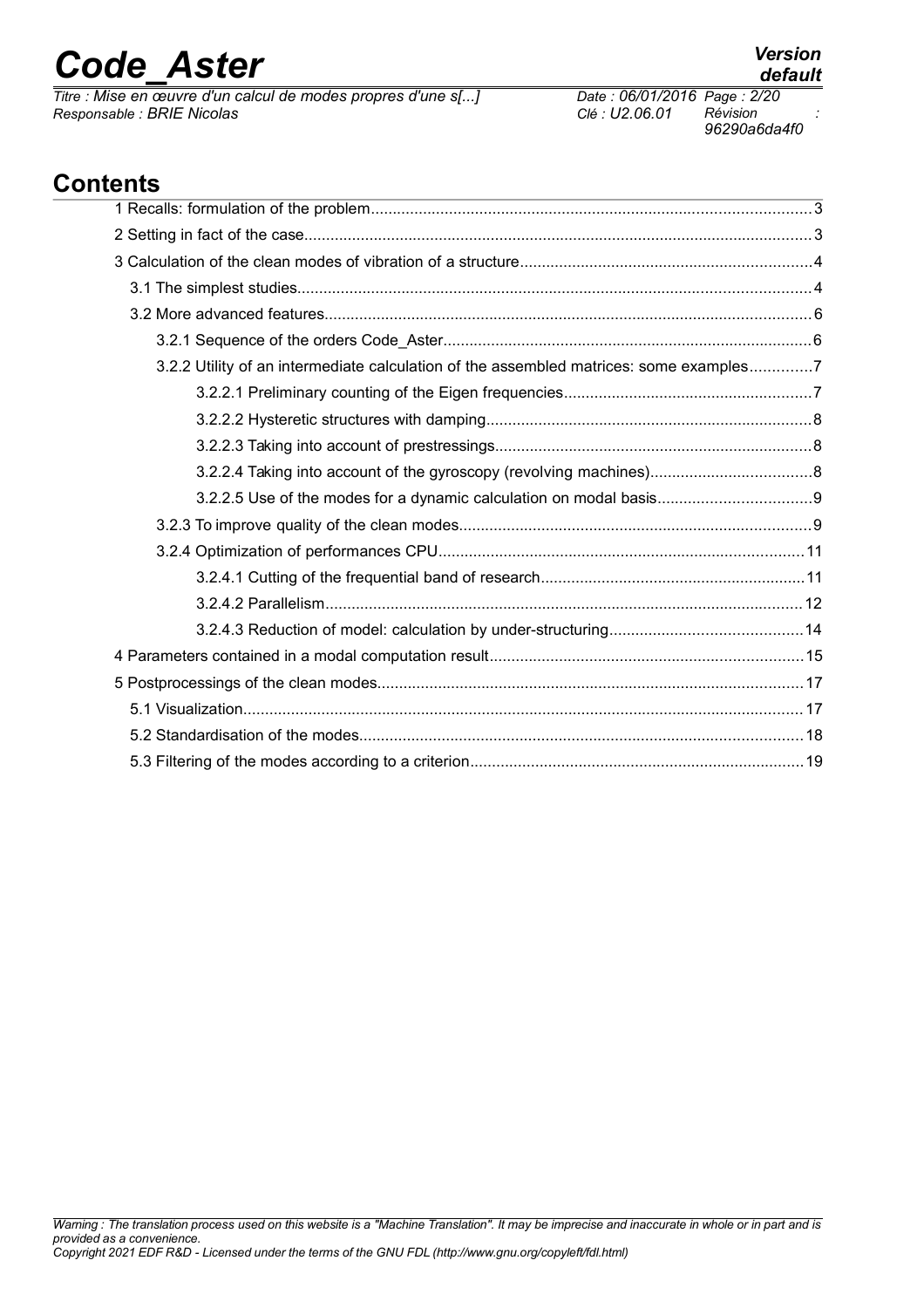# Contents

1 Recalls: formulation of the problem....3

2 Setting in fact of the case....3

3 Calculation of the clean modes of vibration of a structure....4

3.1 The simplest studies....4

3.2 More advanced features....6

3.2.1 Sequence of the orders Code_Aster....6

3.2.2 Utility of an intermediate calculation of the assembled matrices: some examples....7

3.2.2.1 Preliminary counting of the Eigen frequencies....7

3.2.2.2 Hysteretic structures with damping....8

3.2.2.3 Taking into account of prestressings....8

3.2.2.4 Taking into account of the gyroscopy (revolving machines)....8

3.2.2.5 Use of the modes for a dynamic calculation on modal basis....9

3.2.3 To improve quality of the clean modes....9

3.2.4 Optimization of performances CPU....11

3.2.4.1 Cutting of the frequential band of research....11

3.2.4.2 Parallelism....12

3.2.4.3 Reduction of model: calculation by under-structuring....14

4 Parameters contained in a modal computation result....15

5 Postprocessings of the clean modes....17

5.1 Visualization....17

5.2 Standardisation of the modes....18

5.3 Filtering of the modes according to a criterion....19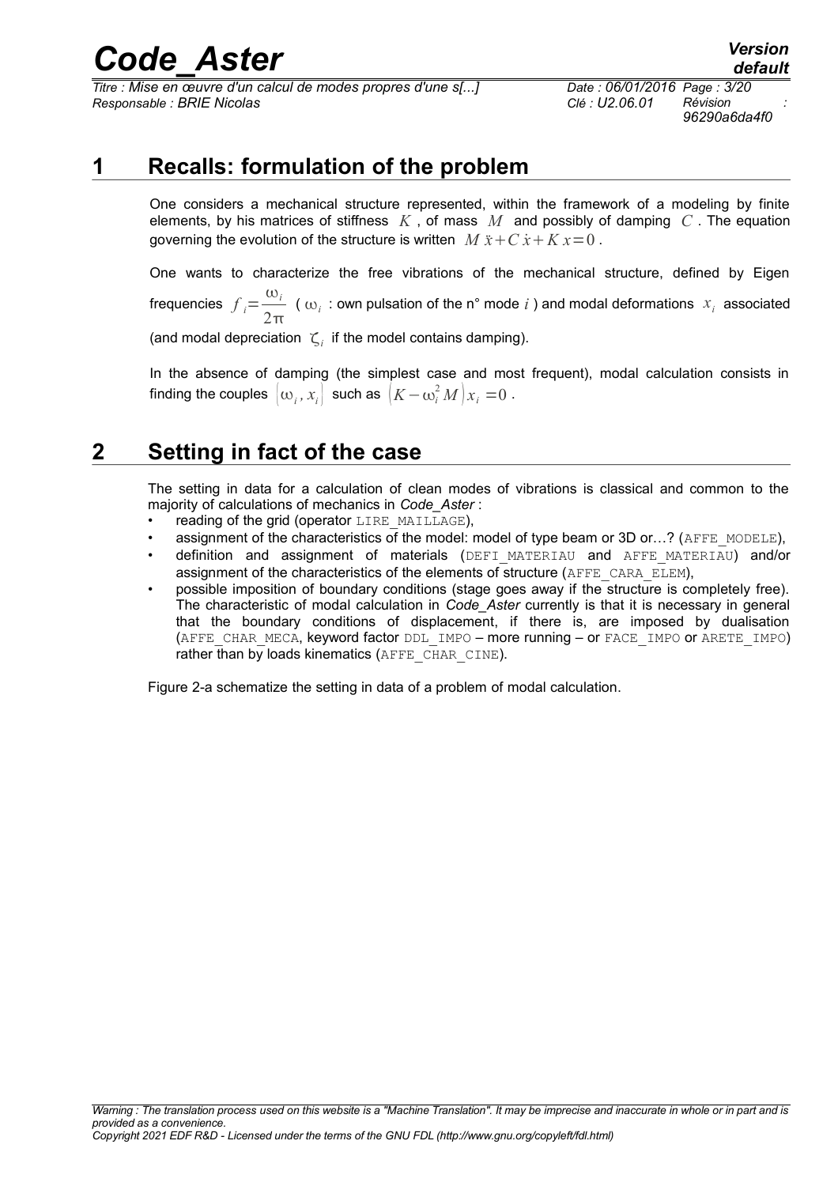# 1 Recalls: formulation of the problem

One considers a mechanical structure represented, within the framework of a modeling by finite elements, by his matrices of stiffness $K$, of mass $M$ and possibly of damping $C$. The equation governing the evolution of the structure is written $M\ddot{x}+C\dot{x}+Kx=0$.

One wants to characterize the free vibrations of the mechanical structure, defined by Eigen frequencies $f_i=\frac{\omega_i}{2\pi}$ ($\omega_i$ : own pulsation of the n° mode $i$) and modal deformations $x_i$ associated (and modal depreciation $\zeta_i$ if the model contains damping).

In the absence of damping (the simplest case and most frequent), modal calculation consists in finding the couples $(\omega_i, x_i)$ such as $(K-\omega_i^2 M)x_i=0$.

# 2 Setting in fact of the case

The setting in data for a calculation of clean modes of vibrations is classical and common to the majority of calculations of mechanics in *Code_Aster* :

- reading of the grid (operator `LIRE_MAILLAGE`),
- assignment of the characteristics of the model: model of type beam or 3D or…? (`AFFE_MODELE`),
- definition and assignment of materials (`DEFI_MATERIAU` and `AFFE_MATERIAU`) and/or assignment of the characteristics of the elements of structure (`AFFE_CARA_ELEM`),
- possible imposition of boundary conditions (stage goes away if the structure is completely free). The characteristic of modal calculation in *Code_Aster* currently is that it is necessary in general that the boundary conditions of displacement, if there is, are imposed by dualisation (`AFFE_CHAR_MECA`, keyword factor `DDL_IMPO` – more running – or `FACE_IMPO` or `ARETE_IMPO`) rather than by loads kinematics (`AFFE_CHAR_CINE`).

Figure 2-a schematize the setting in data of a problem of modal calculation.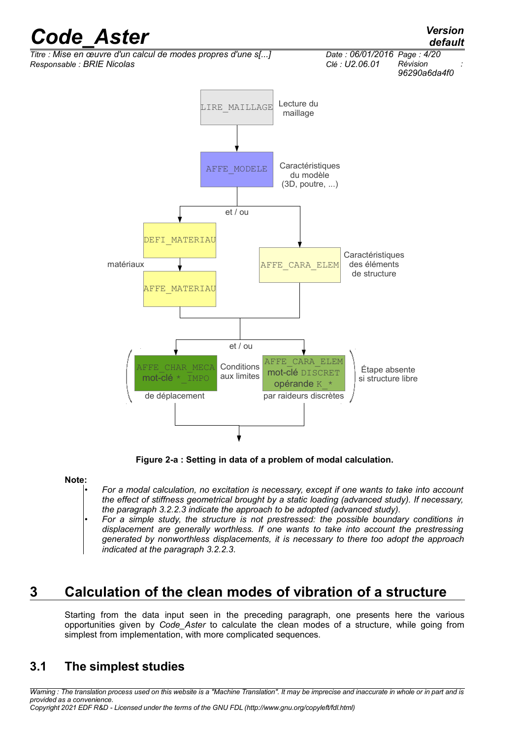LIRE_MAILLAGE — Lecture du maillage

AFFE_MODELE — Caractéristiques du modèle (3D, poutre, ...)

et / ou

DEFI_MATERIAU → AFFE_MATERIAU — matériaux

AFFE_CARA_ELEM — Caractéristiques des éléments de structure

et / ou

AFFE_CHAR_MECA mot-clé *_IMPO — de déplacement

Conditions aux limites

AFFE_CARA_ELEM mot-clé DISCRET opérande K_* — par raideurs discrètes

Étape absente si structure libre

**Figure 2-a : Setting in data of a problem of modal calculation.**

**Note:**

- *For a modal calculation, no excitation is necessary, except if one wants to take into account the effect of stiffness geometrical brought by a static loading (advanced study). If necessary, the paragraph 3.2.2.3 indicate the approach to be adopted (advanced study).*
- *For a simple study, the structure is not prestressed: the possible boundary conditions in displacement are generally worthless. If one wants to take into account the prestressing generated by nonworthless displacements, it is necessary to there too adopt the approach indicated at the paragraph 3.2.2.3.*

# 3 Calculation of the clean modes of vibration of a structure

Starting from the data input seen in the preceding paragraph, one presents here the various opportunities given by *Code_Aster* to calculate the clean modes of a structure, while going from simplest from implementation, with more complicated sequences.

## 3.1 The simplest studies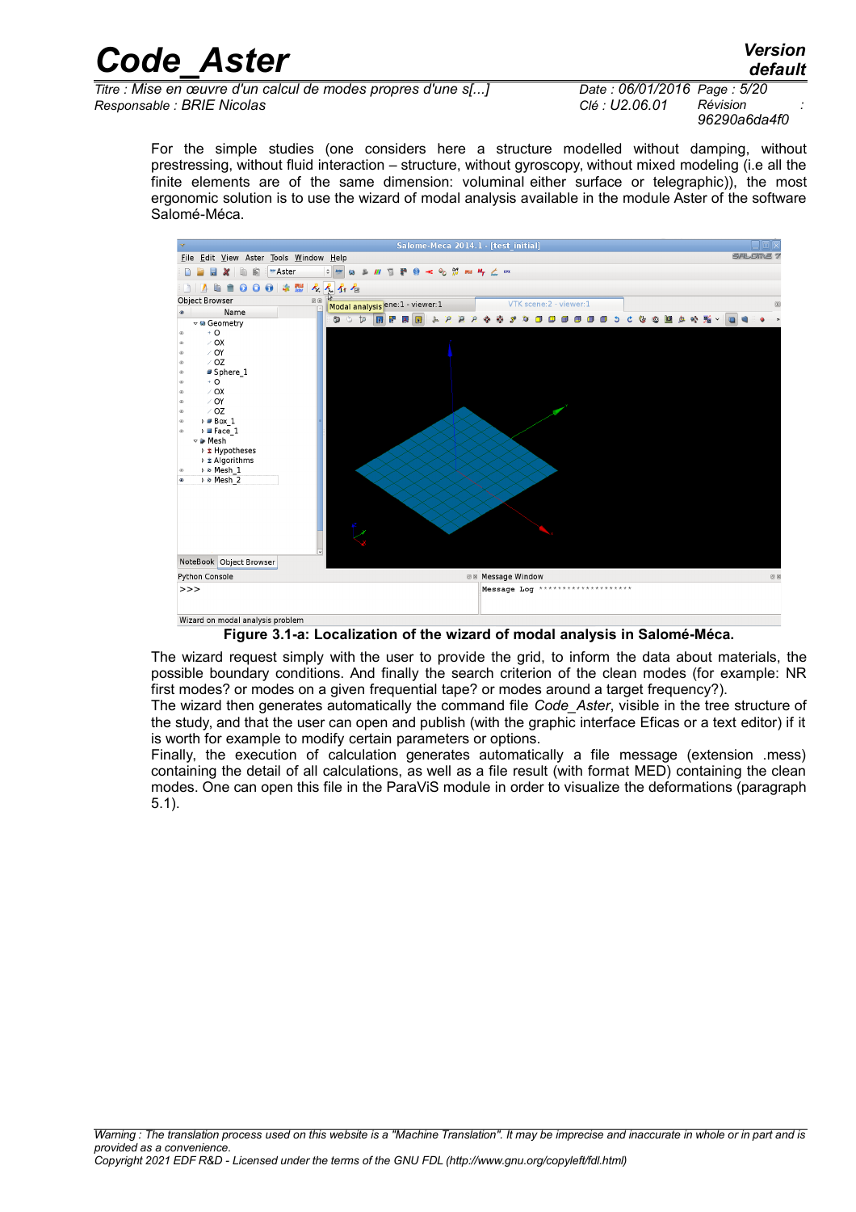For the simple studies (one considers here a structure modelled without damping, without prestressing, without fluid interaction – structure, without gyroscopy, without mixed modeling (i.e all the finite elements are of the same dimension: voluminal either surface or telegraphic)), the most ergonomic solution is to use the wizard of modal analysis available in the module Aster of the software Salomé-Méca.

**Figure 3.1-a: Localization of the wizard of modal analysis in Salomé-Méca.**

The wizard request simply with the user to provide the grid, to inform the data about materials, the possible boundary conditions. And finally the search criterion of the clean modes (for example: NR first modes? or modes on a given frequential tape? or modes around a target frequency?).
The wizard then generates automatically the command file *Code_Aster*, visible in the tree structure of the study, and that the user can open and publish (with the graphic interface Eficas or a text editor) if it is worth for example to modify certain parameters or options.
Finally, the execution of calculation generates automatically a file message (extension .mess) containing the detail of all calculations, as well as a file result (with format MED) containing the clean modes. One can open this file in the ParaViS module in order to visualize the deformations (paragraph 5.1).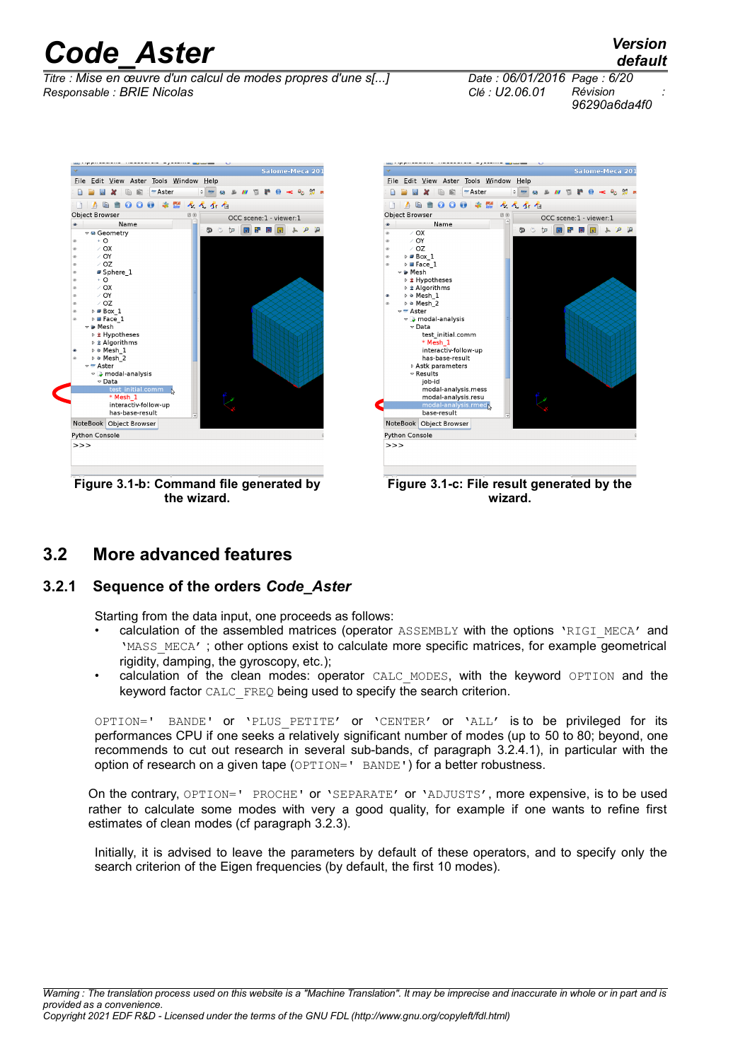Figure 3.1-b: Command file generated by the wizard.

Figure 3.1-c: File result generated by the wizard.

## 3.2 More advanced features

### 3.2.1 Sequence of the orders *Code_Aster*

Starting from the data input, one proceeds as follows:

- calculation of the assembled matrices (operator `ASSEMBLY` with the options `'RIGI_MECA'` and `'MASS_MECA'` ; other options exist to calculate more specific matrices, for example geometrical rigidity, damping, the gyroscopy, etc.);
- calculation of the clean modes: operator `CALC_MODES`, with the keyword `OPTION` and the keyword factor `CALC_FREQ` being used to specify the search criterion.

`OPTION=' BANDE'` or `'PLUS_PETITE'` or `'CENTER'` or `'ALL'` is to be privileged for its performances CPU if one seeks a relatively significant number of modes (up to 50 to 80; beyond, one recommends to cut out research in several sub-bands, cf paragraph 3.2.4.1), in particular with the option of research on a given tape (`OPTION=' BANDE'`) for a better robustness.

On the contrary, `OPTION=' PROCHE'` or `'SEPARATE'` or `'ADJUSTS'`, more expensive, is to be used rather to calculate some modes with very a good quality, for example if one wants to refine first estimates of clean modes (cf paragraph 3.2.3).

Initially, it is advised to leave the parameters by default of these operators, and to specify only the search criterion of the Eigen frequencies (by default, the first 10 modes).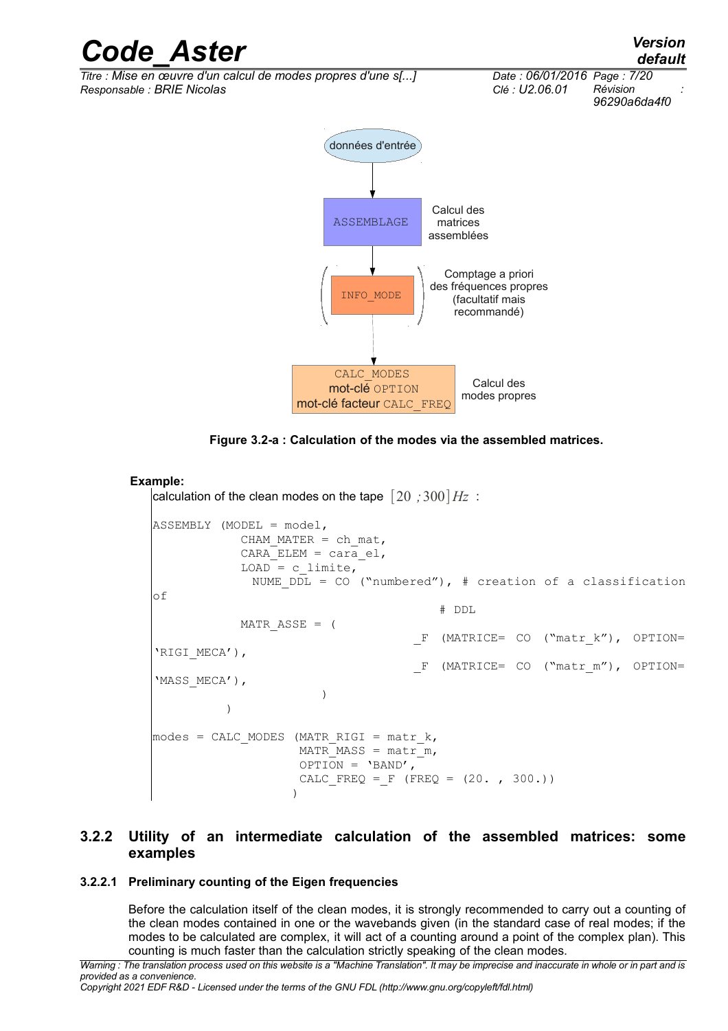données d'entrée

ASSEMBLAGE — Calcul des matrices assemblées

INFO_MODE — Comptage a priori des fréquences propres (facultatif mais recommandé)

CALC_MODES mot-clé OPTION mot-clé facteur CALC_FREQ — Calcul des modes propres

**Figure 3.2-a : Calculation of the modes via the assembled matrices.**

**Example:**

calculation of the clean modes on the tape $[20 ; 300] Hz$ :

```
ASSEMBLY (MODEL = model,
            CHAM_MATER = ch_mat,
            CARA_ELEM = cara_el,
            LOAD = c_limite,
              NUME_DDL = CO ("numbered"), # creation of a classification
of
                                         # DDL
            MATR_ASSE = (
                                    _F (MATRICE= CO ("matr_k"), OPTION=
'RIGI_MECA'),
                                    _F (MATRICE= CO ("matr_m"), OPTION=
'MASS_MECA'),
                        )
          )

modes = CALC_MODES (MATR_RIGI = matr_k,
                    MATR_MASS = matr_m,
                    OPTION = 'BAND',
                    CALC_FREQ =_F (FREQ = (20. , 300.))
                   )
```

## 3.2.2 Utility of an intermediate calculation of the assembled matrices: some examples

### 3.2.2.1 Preliminary counting of the Eigen frequencies

Before the calculation itself of the clean modes, it is strongly recommended to carry out a counting of the clean modes contained in one or the wavebands given (in the standard case of real modes; if the modes to be calculated are complex, it will act of a counting around a point of the complex plan). This counting is much faster than the calculation strictly speaking of the clean modes.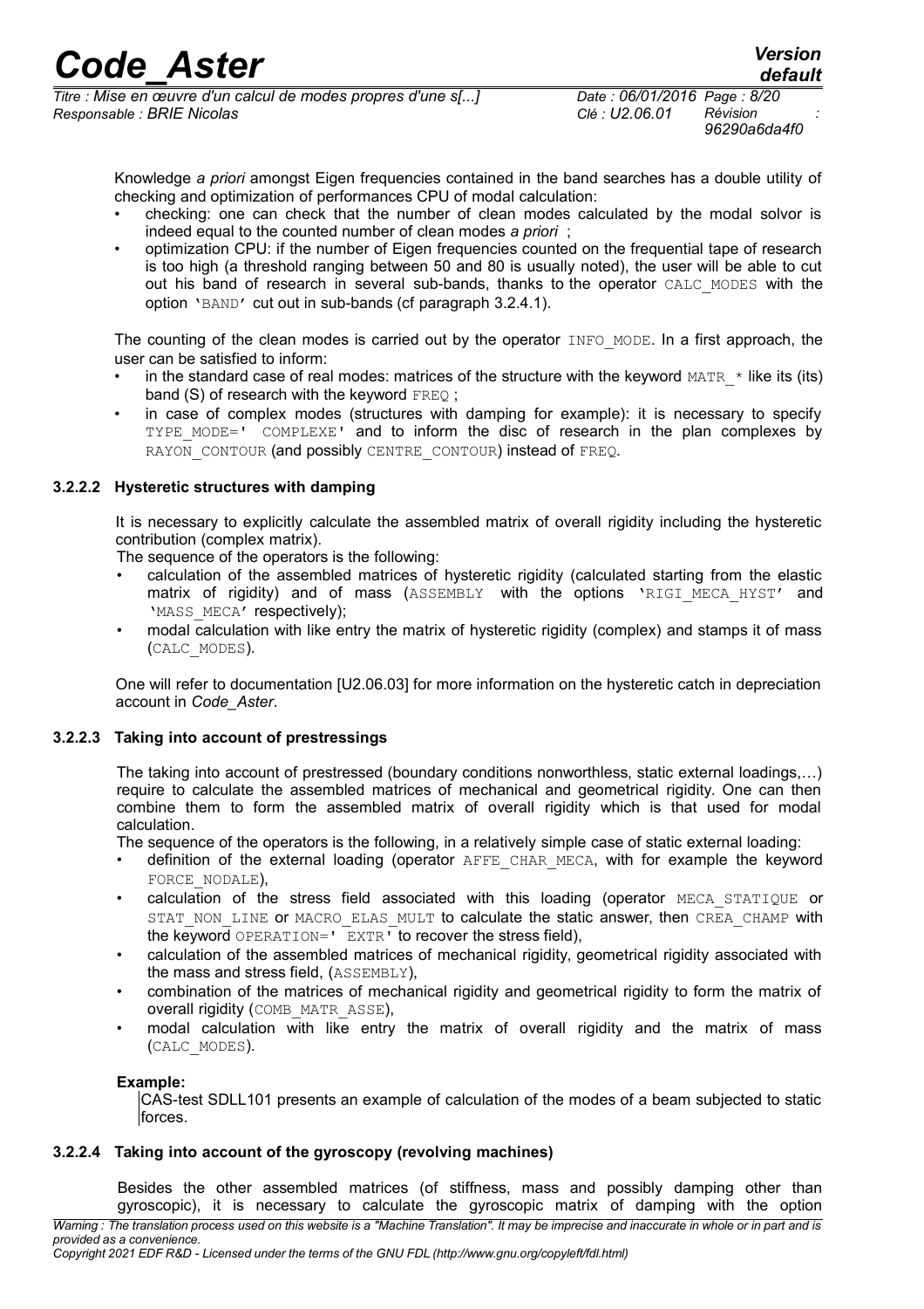Knowledge *a priori* amongst Eigen frequencies contained in the band searches has a double utility of checking and optimization of performances CPU of modal calculation:

- checking: one can check that the number of clean modes calculated by the modal solvor is indeed equal to the counted number of clean modes *a priori* ;
- optimization CPU: if the number of Eigen frequencies counted on the frequential tape of research is too high (a threshold ranging between 50 and 80 is usually noted), the user will be able to cut out his band of research in several sub-bands, thanks to the operator CALC_MODES with the option 'BAND' cut out in sub-bands (cf paragraph 3.2.4.1).

The counting of the clean modes is carried out by the operator INFO_MODE. In a first approach, the user can be satisfied to inform:

- in the standard case of real modes: matrices of the structure with the keyword MATR_* like its (its) band (S) of research with the keyword FREQ ;
- in case of complex modes (structures with damping for example): it is necessary to specify TYPE_MODE=' COMPLEXE' and to inform the disc of research in the plan complexes by RAYON_CONTOUR (and possibly CENTRE_CONTOUR) instead of FREQ.

#### 3.2.2.2 Hysteretic structures with damping

It is necessary to explicitly calculate the assembled matrix of overall rigidity including the hysteretic contribution (complex matrix).

The sequence of the operators is the following:

- calculation of the assembled matrices of hysteretic rigidity (calculated starting from the elastic matrix of rigidity) and of mass (ASSEMBLY with the options 'RIGI_MECA_HYST' and 'MASS_MECA' respectively);
- modal calculation with like entry the matrix of hysteretic rigidity (complex) and stamps it of mass (CALC_MODES).

One will refer to documentation [U2.06.03] for more information on the hysteretic catch in depreciation account in *Code_Aster*.

#### 3.2.2.3 Taking into account of prestressings

The taking into account of prestressed (boundary conditions nonworthless, static external loadings,…) require to calculate the assembled matrices of mechanical and geometrical rigidity. One can then combine them to form the assembled matrix of overall rigidity which is that used for modal calculation.

The sequence of the operators is the following, in a relatively simple case of static external loading:

- definition of the external loading (operator AFFE_CHAR_MECA, with for example the keyword FORCE_NODALE),
- calculation of the stress field associated with this loading (operator MECA_STATIQUE or STAT_NON_LINE or MACRO_ELAS_MULT to calculate the static answer, then CREA_CHAMP with the keyword OPERATION=' EXTR' to recover the stress field),
- calculation of the assembled matrices of mechanical rigidity, geometrical rigidity associated with the mass and stress field, (ASSEMBLY),
- combination of the matrices of mechanical rigidity and geometrical rigidity to form the matrix of overall rigidity (COMB_MATR_ASSE),
- modal calculation with like entry the matrix of overall rigidity and the matrix of mass (CALC_MODES).

**Example:**

CAS-test SDLL101 presents an example of calculation of the modes of a beam subjected to static forces.

#### 3.2.2.4 Taking into account of the gyroscopy (revolving machines)

Besides the other assembled matrices (of stiffness, mass and possibly damping other than gyroscopic), it is necessary to calculate the gyroscopic matrix of damping with the option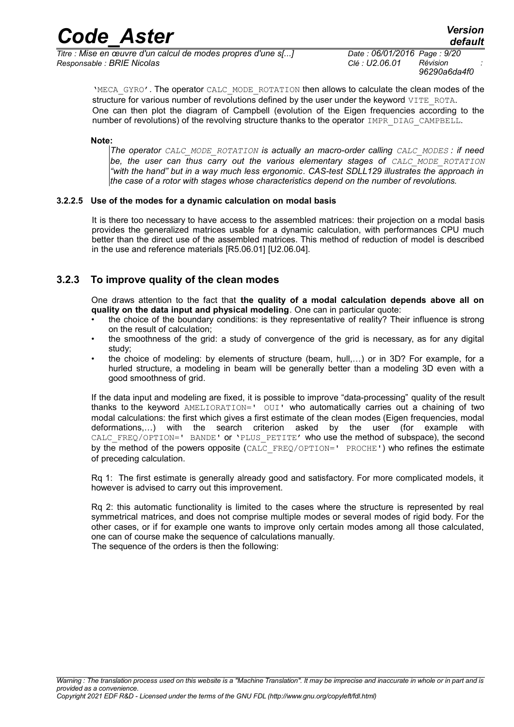'MECA_GYRO'. The operator CALC_MODE_ROTATION then allows to calculate the clean modes of the structure for various number of revolutions defined by the user under the keyword VITE_ROTA. One can then plot the diagram of Campbell (evolution of the Eigen frequencies according to the number of revolutions) of the revolving structure thanks to the operator IMPR_DIAG_CAMPBELL.

**Note:**

*The operator CALC_MODE_ROTATION is actually an macro-order calling CALC_MODES : if need be, the user can thus carry out the various elementary stages of CALC_MODE_ROTATION "with the hand" but in a way much less ergonomic. CAS-test SDLL129 illustrates the approach in the case of a rotor with stages whose characteristics depend on the number of revolutions.*

#### 3.2.2.5 Use of the modes for a dynamic calculation on modal basis

It is there too necessary to have access to the assembled matrices: their projection on a modal basis provides the generalized matrices usable for a dynamic calculation, with performances CPU much better than the direct use of the assembled matrices. This method of reduction of model is described in the use and reference materials [R5.06.01] [U2.06.04].

### 3.2.3 To improve quality of the clean modes

One draws attention to the fact that **the quality of a modal calculation depends above all on quality on the data input and physical modeling**. One can in particular quote:

- the choice of the boundary conditions: is they representative of reality? Their influence is strong on the result of calculation;
- the smoothness of the grid: a study of convergence of the grid is necessary, as for any digital study;
- the choice of modeling: by elements of structure (beam, hull,…) or in 3D? For example, for a hurled structure, a modeling in beam will be generally better than a modeling 3D even with a good smoothness of grid.

If the data input and modeling are fixed, it is possible to improve "data-processing" quality of the result thanks to the keyword AMELIORATION=' OUI' who automatically carries out a chaining of two modal calculations: the first which gives a first estimate of the clean modes (Eigen frequencies, modal deformations,…) with the search criterion asked by the user (for example with CALC_FREQ/OPTION=' BANDE' or 'PLUS_PETITE' who use the method of subspace), the second by the method of the powers opposite (CALC_FREQ/OPTION=' PROCHE') who refines the estimate of preceding calculation.

Rq 1: The first estimate is generally already good and satisfactory. For more complicated models, it however is advised to carry out this improvement.

Rq 2: this automatic functionality is limited to the cases where the structure is represented by real symmetrical matrices, and does not comprise multiple modes or several modes of rigid body. For the other cases, or if for example one wants to improve only certain modes among all those calculated, one can of course make the sequence of calculations manually.

The sequence of the orders is then the following: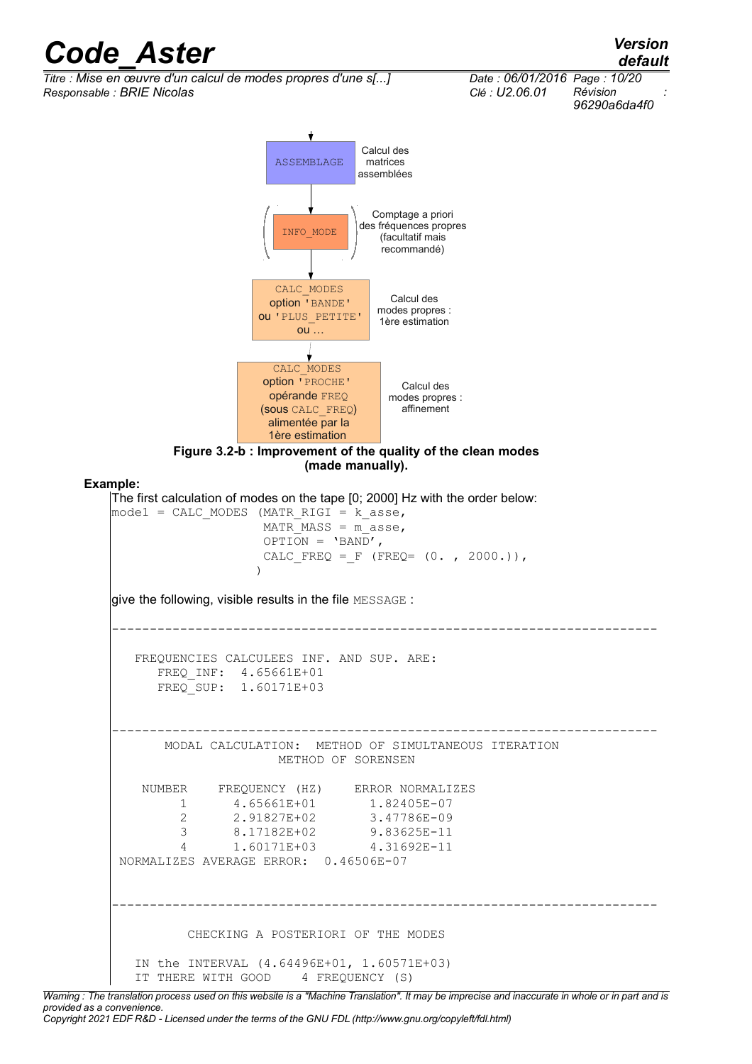ASSEMBLAGE — Calcul des matrices assemblées

(INFO_MODE) — Comptage a priori des fréquences propres (facultatif mais recommandé)

CALC_MODES option 'BANDE' ou 'PLUS_PETITE' ou … — Calcul des modes propres : 1ère estimation

CALC_MODES option 'PROCHE' opérande FREQ (sous CALC_FREQ) alimentée par la 1ère estimation — Calcul des modes propres : affinement

**Figure 3.2-b : Improvement of the quality of the clean modes (made manually).**

**Example:**

The first calculation of modes on the tape [0; 2000] Hz with the order below:

```
mode1 = CALC_MODES (MATR_RIGI = k_asse,
                    MATR_MASS = m_asse,
                    OPTION = 'BAND',
                    CALC_FREQ =_F (FREQ= (0. , 2000.)),
                   )
```

give the following, visible results in the file MESSAGE :

```
------------------------------------------------------------------------

   FREQUENCIES CALCULEES INF. AND SUP. ARE:
      FREQ_INF:  4.65661E+01
      FREQ_SUP:  1.60171E+03


------------------------------------------------------------------------
       MODAL CALCULATION:  METHOD OF SIMULTANEOUS ITERATION
                      METHOD OF SORENSEN

    NUMBER     FREQUENCY (HZ)     ERROR NORMALIZES
         1       4.65661E+01        1.82405E-07
         2       2.91827E+02        3.47786E-09
         3       8.17182E+02        9.83625E-11
         4       1.60171E+03        4.31692E-11
 NORMALIZES AVERAGE ERROR:  0.46506E-07



------------------------------------------------------------------------

          CHECKING A POSTERIORI OF THE MODES

   IN the INTERVAL (4.64496E+01, 1.60571E+03)
   IT THERE WITH GOOD     4 FREQUENCY (S)
```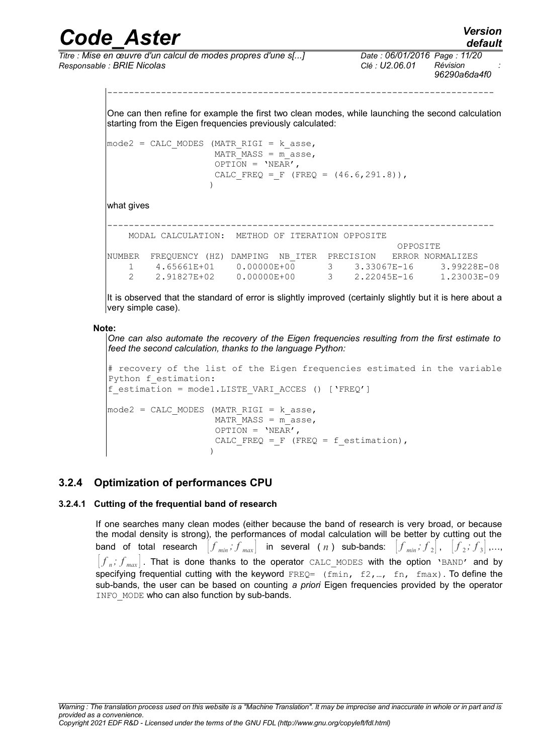```
----------------------------------------------------------------------
```

One can then refine for example the first two clean modes, while launching the second calculation starting from the Eigen frequencies previously calculated:

```
mode2 = CALC_MODES (MATR_RIGI = k_asse,
                    MATR_MASS = m_asse,
                    OPTION = 'NEAR',
                    CALC_FREQ =_F (FREQ = (46.6,291.8)),
                   )
```

what gives

```
----------------------------------------------------------------------
    MODAL CALCULATION:  METHOD OF ITERATION OPPOSITE
                                                        OPPOSITE
NUMBER  FREQUENCY (HZ) DAMPING  NB_ITER  PRECISION   ERROR NORMALIZES
    1    4.65661E+01    0.00000E+00      3    3.33067E-16     3.99228E-08
    2    2.91827E+02    0.00000E+00      3    2.22045E-16     1.23003E-09
```

It is observed that the standard of error is slightly improved (certainly slightly but it is here about a very simple case).

**Note:**

*One can also automate the recovery of the Eigen frequencies resulting from the first estimate to feed the second calculation, thanks to the language Python:*

```
# recovery of the list of the Eigen frequencies estimated in the variable
Python f_estimation:
f_estimation = mode1.LISTE_VARI_ACCES () ['FREQ']

mode2 = CALC_MODES (MATR_RIGI = k_asse,
                    MATR_MASS = m_asse,
                    OPTION = 'NEAR',
                    CALC_FREQ =_F (FREQ = f_estimation),
                   )
```

### 3.2.4 Optimization of performances CPU

#### 3.2.4.1 Cutting of the frequential band of research

If one searches many clean modes (either because the band of research is very broad, or because the modal density is strong), the performances of modal calculation will be better by cutting out the band of total research $[f_{min}; f_{max}]$ in several ($n$) sub-bands: $[f_{min}; f_2]$, $[f_2; f_3]$,..., $[f_n; f_{max}]$. That is done thanks to the operator `CALC_MODES` with the option `'BAND'` and by specifying frequential cutting with the keyword `FREQ= (fmin, f2,…, fn, fmax)`. To define the sub-bands, the user can be based on counting *a priori* Eigen frequencies provided by the operator `INFO_MODE` who can also function by sub-bands.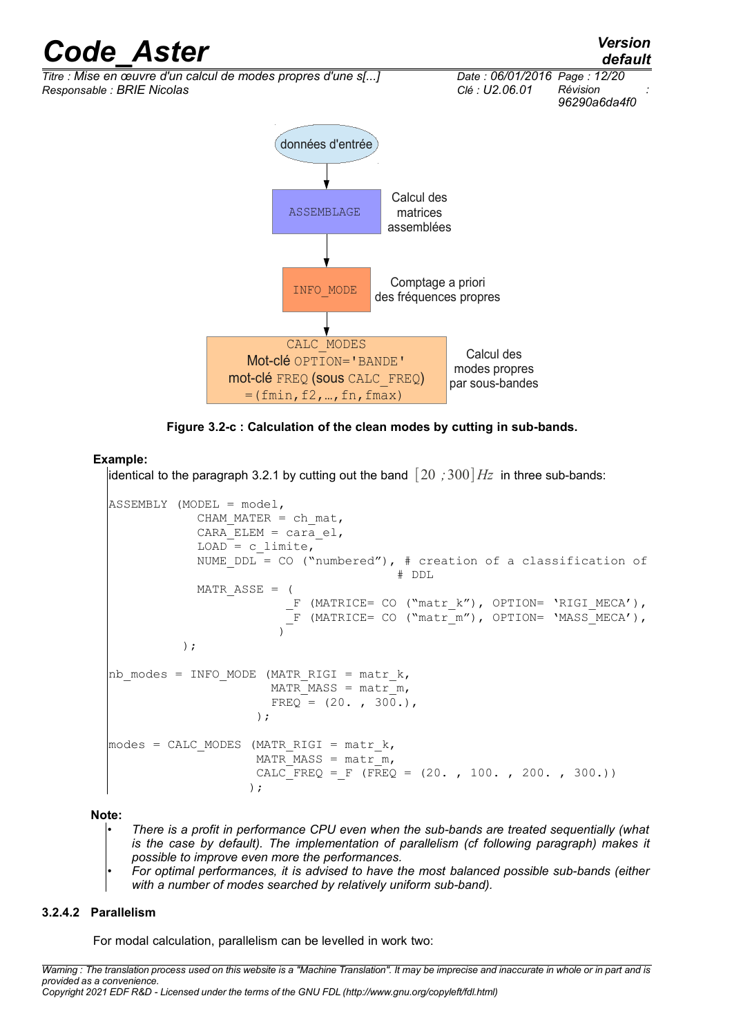données d'entrée

ASSEMBLAGE — Calcul des matrices assemblées

INFO_MODE — Comptage a priori des fréquences propres

CALC_MODES Mot-clé OPTION='BANDE' mot-clé FREQ (sous CALC_FREQ) =(fmin,f2,…,fn,fmax) — Calcul des modes propres par sous-bandes

**Figure 3.2-c : Calculation of the clean modes by cutting in sub-bands.**

**Example:**

identical to the paragraph 3.2.1 by cutting out the band $[20 ; 300] Hz$ in three sub-bands:

```
ASSEMBLY (MODEL = model,
            CHAM_MATER = ch_mat,
            CARA_ELEM = cara_el,
            LOAD = c_limite,
            NUME_DDL = CO ("numbered"), # creation of a classification of
                                         # DDL
            MATR_ASSE = (
                        _F (MATRICE= CO ("matr_k"), OPTION= 'RIGI_MECA'),
                        _F (MATRICE= CO ("matr_m"), OPTION= 'MASS_MECA'),
                       )
          );

nb_modes = INFO_MODE (MATR_RIGI = matr_k,
                      MATR_MASS = matr_m,
                      FREQ = (20. , 300.),
                     );

modes = CALC_MODES (MATR_RIGI = matr_k,
                    MATR_MASS = matr_m,
                    CALC_FREQ =_F (FREQ = (20. , 100. , 200. , 300.))
                   );
```

**Note:**

- *There is a profit in performance CPU even when the sub-bands are treated sequentially (what is the case by default). The implementation of parallelism (cf following paragraph) makes it possible to improve even more the performances.*
- *For optimal performances, it is advised to have the most balanced possible sub-bands (either with a number of modes searched by relatively uniform sub-band).*

#### 3.2.4.2 Parallelism

For modal calculation, parallelism can be levelled in work two: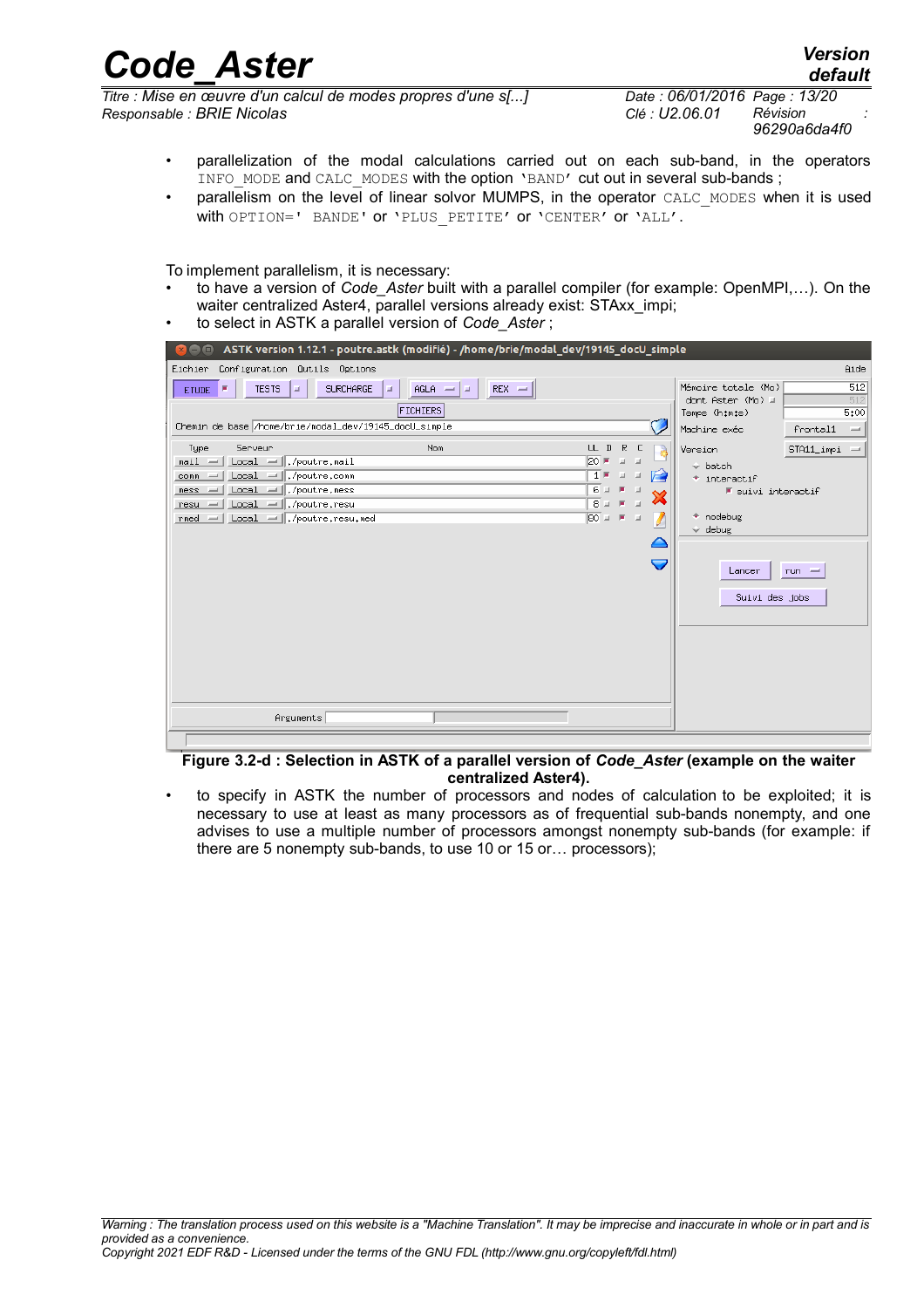- parallelization of the modal calculations carried out on each sub-band, in the operators `INFO_MODE` and `CALC_MODES` with the option `'BAND'` cut out in several sub-bands ;
- parallelism on the level of linear solvor MUMPS, in the operator `CALC_MODES` when it is used with `OPTION=' BANDE'` or `'PLUS_PETITE'` or `'CENTER'` or `'ALL'`.

To implement parallelism, it is necessary:

- to have a version of *Code_Aster* built with a parallel compiler (for example: OpenMPI,…). On the waiter centralized Aster4, parallel versions already exist: STAxx_impi;
- to select in ASTK a parallel version of *Code_Aster* ;

**Figure 3.2-d : Selection in ASTK of a parallel version of *Code_Aster* (example on the waiter centralized Aster4).**

- to specify in ASTK the number of processors and nodes of calculation to be exploited; it is necessary to use at least as many processors as of frequential sub-bands nonempty, and one advises to use a multiple number of processors amongst nonempty sub-bands (for example: if there are 5 nonempty sub-bands, to use 10 or 15 or… processors);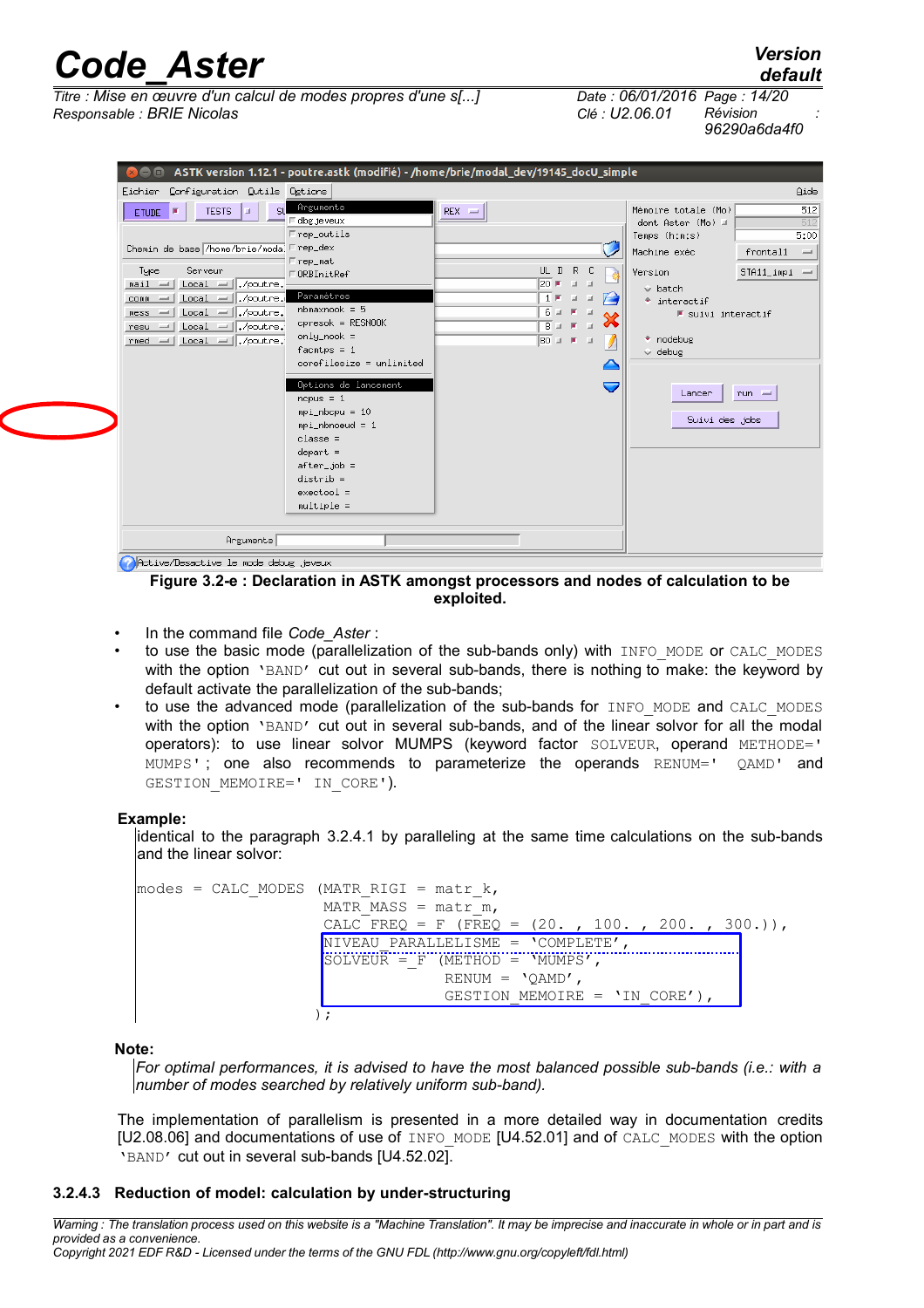Figure 3.2-e : Declaration in ASTK amongst processors and nodes of calculation to be exploited.

- In the command file *Code_Aster* :
- to use the basic mode (parallelization of the sub-bands only) with `INFO_MODE` or `CALC_MODES` with the option `'BAND'` cut out in several sub-bands, there is nothing to make: the keyword by default activate the parallelization of the sub-bands;
- to use the advanced mode (parallelization of the sub-bands for `INFO_MODE` and `CALC_MODES` with the option `'BAND'` cut out in several sub-bands, and of the linear solvor for all the modal operators): to use linear solvor MUMPS (keyword factor `SOLVEUR`, operand `METHODE='MUMPS'`; one also recommends to parameterize the operands `RENUM=' QAMD'` and `GESTION_MEMOIRE=' IN_CORE'`).

**Example:**

identical to the paragraph 3.2.4.1 by paralleling at the same time calculations on the sub-bands and the linear solvor:

```
modes = CALC_MODES (MATR_RIGI = matr_k,
                    MATR_MASS = matr_m,
                    CALC_FREQ = F (FREQ = (20. , 100. , 200. , 300.)),
                    NIVEAU_PARALLELISME = 'COMPLETE',
                    SOLVEUR = F (METHOD = 'MUMPS',
                                 RENUM = 'QAMD',
                                 GESTION_MEMOIRE = 'IN_CORE'),
                   );
```

**Note:**

*For optimal performances, it is advised to have the most balanced possible sub-bands (i.e.: with a number of modes searched by relatively uniform sub-band).*

The implementation of parallelism is presented in a more detailed way in documentation credits [U2.08.06] and documentations of use of `INFO_MODE` [U4.52.01] and of `CALC_MODES` with the option `'BAND'` cut out in several sub-bands [U4.52.02].

### 3.2.4.3 Reduction of model: calculation by under-structuring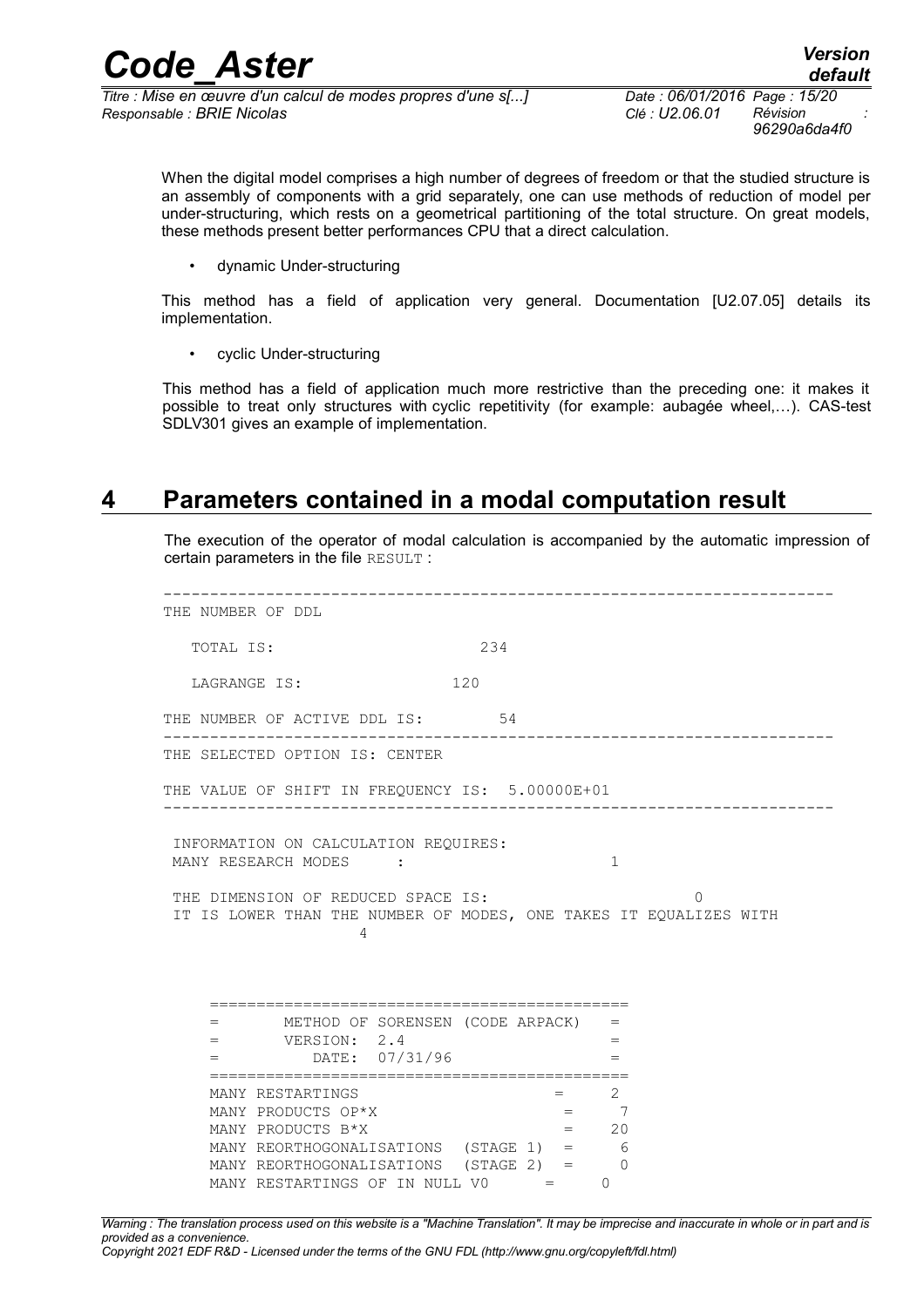When the digital model comprises a high number of degrees of freedom or that the studied structure is an assembly of components with a grid separately, one can use methods of reduction of model per under-structuring, which rests on a geometrical partitioning of the total structure. On great models, these methods present better performances CPU that a direct calculation.

- dynamic Under-structuring

This method has a field of application very general. Documentation [U2.07.05] details its implementation.

- cyclic Under-structuring

This method has a field of application much more restrictive than the preceding one: it makes it possible to treat only structures with cyclic repetitivity (for example: aubagée wheel,…). CAS-test SDLV301 gives an example of implementation.

# 4 Parameters contained in a modal computation result

The execution of the operator of modal calculation is accompanied by the automatic impression of certain parameters in the file RESULT :

```
------------------------------------------------------------------------
THE NUMBER OF DDL

   TOTAL IS:                     234

   LAGRANGE IS:               120

THE NUMBER OF ACTIVE DDL IS:        54
------------------------------------------------------------------------
THE SELECTED OPTION IS: CENTER

THE VALUE OF SHIFT IN FREQUENCY IS:  5.00000E+01
------------------------------------------------------------------------

 INFORMATION ON CALCULATION REQUIRES:
 MANY RESEARCH MODES     :                       1

 THE DIMENSION OF REDUCED SPACE IS:                          0
 IT IS LOWER THAN THE NUMBER OF MODES, ONE TAKES IT EQUALIZES WITH
                  4


    ============================================
    =       METHOD OF SORENSEN (CODE ARPACK)   =
    =       VERSION:  2.4                      =
    =          DATE:  07/31/96                 =
    ============================================
    MANY RESTARTINGS                      =     2
    MANY PRODUCTS OP*X                     =     7
    MANY PRODUCTS B*X                      =    20
    MANY REORTHOGONALISATIONS  (STAGE 1)  =     6
    MANY REORTHOGONALISATIONS  (STAGE 2)  =     0
    MANY RESTARTINGS OF IN NULL V0      =     0
```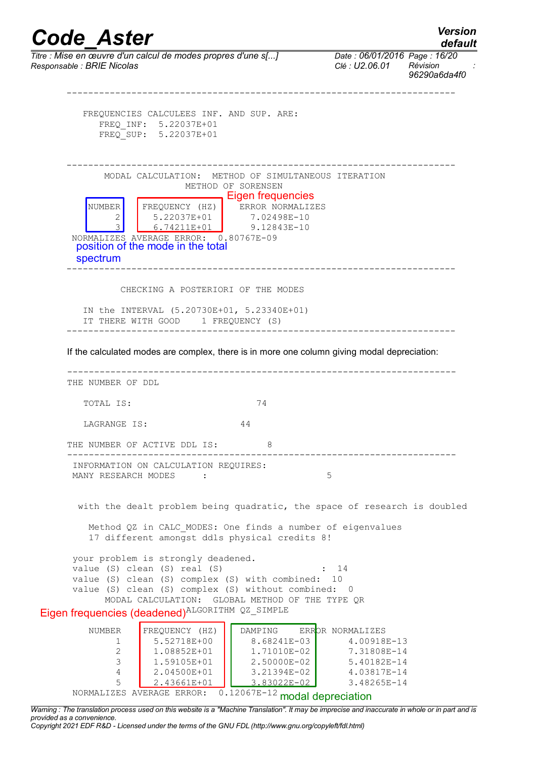```
------------------------------------------------------------------------

   FREQUENCIES CALCULEES INF. AND SUP. ARE:
      FREQ_INF:  5.22037E+01
      FREQ_SUP:  5.22037E+01


------------------------------------------------------------------------
       MODAL CALCULATION:  METHOD OF SIMULTANEOUS ITERATION
                          METHOD OF SORENSEN

  NUMBER    FREQUENCY (HZ)     ERROR NORMALIZES
       2       5.22037E+01        7.02498E-10
       3       6.74211E+01        9.12843E-10
 NORMALIZES AVERAGE ERROR:  0.80767E-09

------------------------------------------------------------------------

          CHECKING A POSTERIORI OF THE MODES

   IN the INTERVAL (5.20730E+01, 5.23340E+01)
   IT THERE WITH GOOD    1 FREQUENCY (S)
------------------------------------------------------------------------
```

Annotations: "Eigen frequencies" (FREQUENCY (HZ) column); "position of the mode in the total spectrum" (NUMBER column).

If the calculated modes are complex, there is in more one column giving modal depreciation:

```
------------------------------------------------------------------------
THE NUMBER OF DDL

   TOTAL IS:                      74

   LAGRANGE IS:                44

THE NUMBER OF ACTIVE DDL IS:          8
------------------------------------------------------------------------
 INFORMATION ON CALCULATION REQUIRES:
 MANY RESEARCH MODES     :                       5


  with the dealt problem being quadratic, the space of research is doubled

    Method QZ in CALC_MODES: One finds a number of eigenvalues
    17 different amongst ddls physical credits 8!

 your problem is strongly deadened.
 value (S) clean (S) real (S)                      :  14
 value (S) clean (S) complex (S) with combined:  10
 value (S) clean (S) complex (S) without combined:  0
       MODAL CALCULATION:  GLOBAL METHOD OF THE TYPE QR
                          ALGORITHM QZ_SIMPLE

    NUMBER   FREQUENCY (HZ)   DAMPING    ERROR NORMALIZES
         1     5.52718E+00     8.68241E-03       4.00918E-13
         2     1.08852E+01     1.71010E-02       7.31808E-14
         3     1.59105E+01     2.50000E-02       5.40182E-14
         4     2.04500E+01     3.21394E-02       4.03817E-14
         5     2.43661E+01     3.83022E-02       3.48265E-14
 NORMALIZES AVERAGE ERROR:  0.12067E-12
```

Annotations: "Eigen frequencies (deadened)" (FREQUENCY (HZ) column); "modal depreciation" (DAMPING column).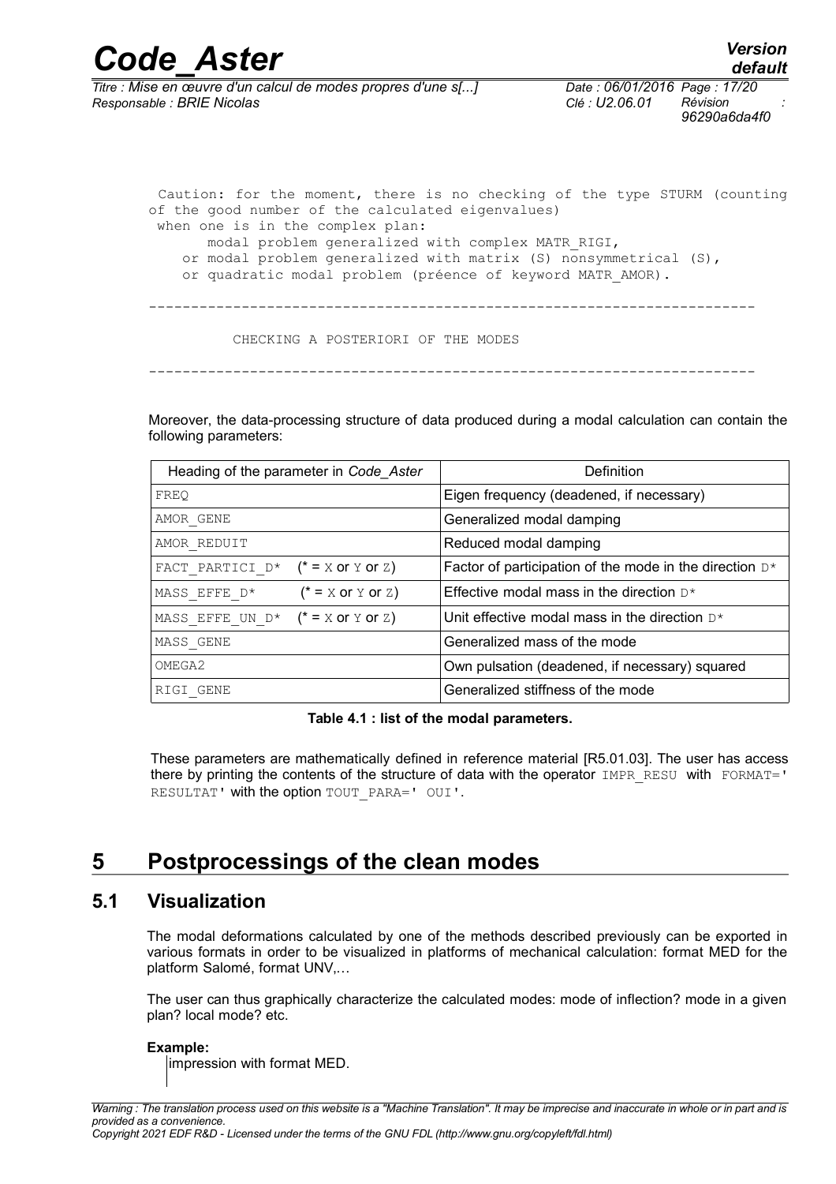```
 Caution: for the moment, there is no checking of the type STURM (counting
of the good number of the calculated eigenvalues)
 when one is in the complex plan:
      modal problem generalized with complex MATR_RIGI,
    or modal problem generalized with matrix (S) nonsymmetrical (S),
    or quadratic modal problem (préence of keyword MATR_AMOR).

----------------------------------------------------------------------

          CHECKING A POSTERIORI OF THE MODES

----------------------------------------------------------------------
```

Moreover, the data-processing structure of data produced during a modal calculation can contain the following parameters:

| Heading of the parameter in *Code_Aster* | Definition |
|---|---|
| FREQ | Eigen frequency (deadened, if necessary) |
| AMOR_GENE | Generalized modal damping |
| AMOR_REDUIT | Reduced modal damping |
| FACT_PARTICI_D* (* = X or Y or Z) | Factor of participation of the mode in the direction D* |
| MASS_EFFE_D* (* = X or Y or Z) | Effective modal mass in the direction D* |
| MASS_EFFE_UN_D* (* = X or Y or Z) | Unit effective modal mass in the direction D* |
| MASS_GENE | Generalized mass of the mode |
| OMEGA2 | Own pulsation (deadened, if necessary) squared |
| RIGI_GENE | Generalized stiffness of the mode |

**Table 4.1 : list of the modal parameters.**

These parameters are mathematically defined in reference material [R5.01.03]. The user has access there by printing the contents of the structure of data with the operator IMPR_RESU with FORMAT=' RESULTAT' with the option TOUT_PARA=' OUI'.

# 5 Postprocessings of the clean modes

## 5.1 Visualization

The modal deformations calculated by one of the methods described previously can be exported in various formats in order to be visualized in platforms of mechanical calculation: format MED for the platform Salomé, format UNV,…

The user can thus graphically characterize the calculated modes: mode of inflection? mode in a given plan? local mode? etc.

**Example:**

impression with format MED.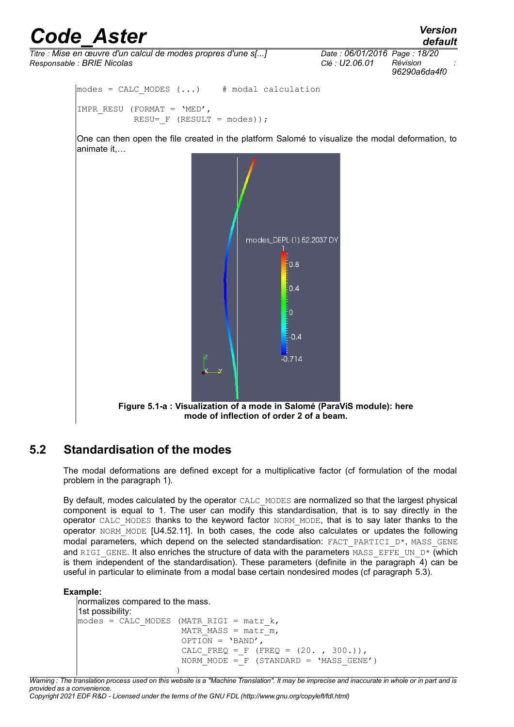```
modes = CALC_MODES (...)     # modal calculation

IMPR_RESU (FORMAT = 'MED',
           RESU=_F (RESULT = modes));
```

One can then open the file created in the platform Salomé to visualize the modal deformation, to animate it,…

**Figure 5.1-a : Visualization of a mode in Salomé (ParaViS module): here mode of inflection of order 2 of a beam.**

## 5.2 Standardisation of the modes

The modal deformations are defined except for a multiplicative factor (cf formulation of the modal problem in the paragraph 1).

By default, modes calculated by the operator `CALC_MODES` are normalized so that the largest physical component is equal to 1. The user can modify this standardisation, that is to say directly in the operator `CALC_MODES` thanks to the keyword factor `NORM_MODE`, that is to say later thanks to the operator `NORM_MODE` [U4.52.11]. In both cases, the code also calculates or updates the following modal parameters, which depend on the selected standardisation: `FACT_PARTICI_D*`, `MASS_GENE` and `RIGI_GENE`. It also enriches the structure of data with the parameters `MASS_EFFE_UN_D*` (which is them independent of the standardisation). These parameters (definite in the paragraph 4) can be useful in particular to eliminate from a modal base certain nondesired modes (cf paragraph 5.3).

**Example:**

normalizes compared to the mass.

1st possibility:

```
modes = CALC_MODES (MATR_RIGI = matr_k,
                    MATR_MASS = matr_m,
                    OPTION = 'BAND',
                    CALC_FREQ =_F (FREQ = (20. , 300.)),
                    NORM_MODE =_F (STANDARD = 'MASS_GENE')
                   )
```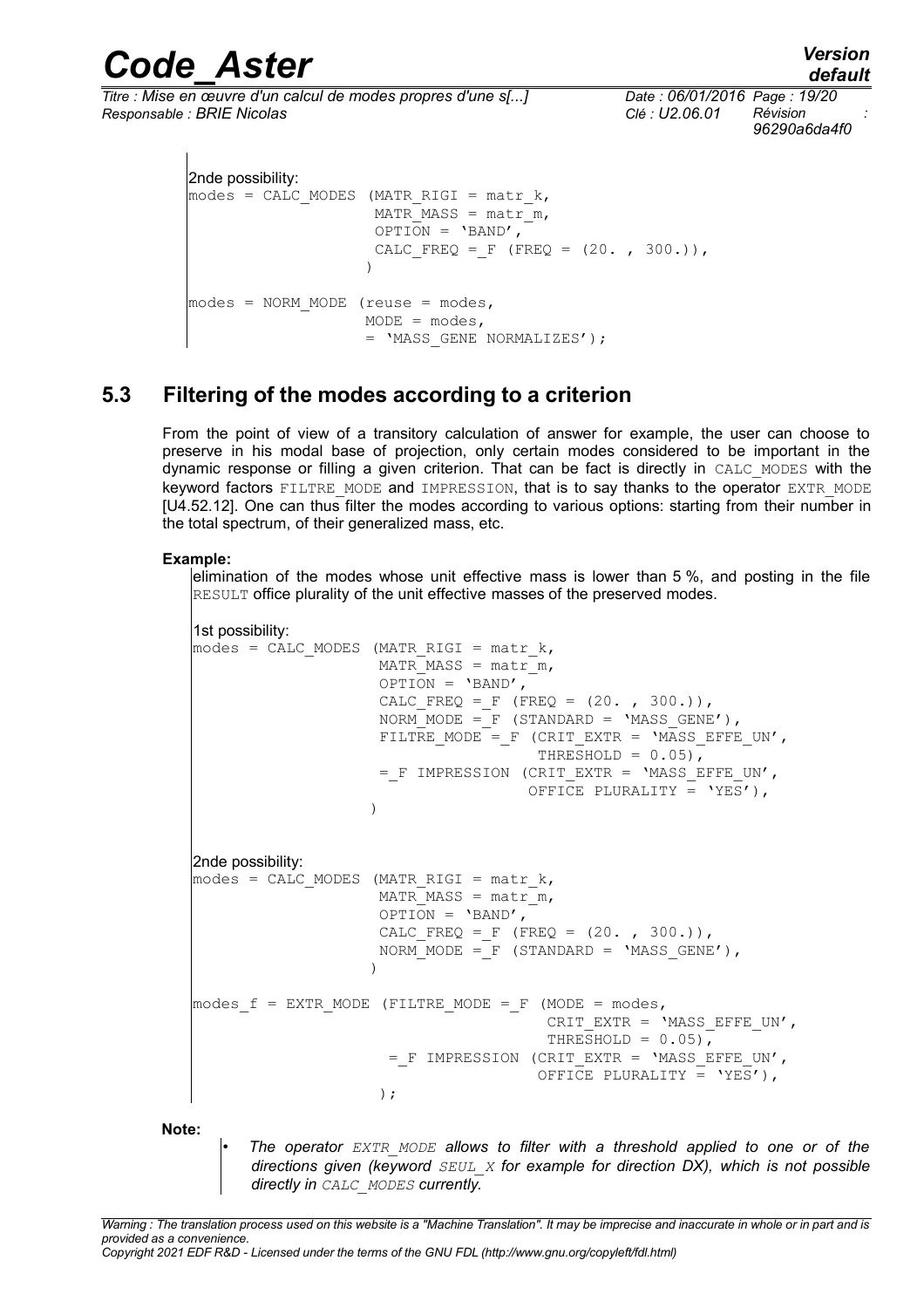2nde possibility:

```
modes = CALC_MODES (MATR_RIGI = matr_k,
                    MATR_MASS = matr_m,
                    OPTION = 'BAND',
                    CALC_FREQ =_F (FREQ = (20. , 300.)),
                   )

modes = NORM_MODE (reuse = modes,
                   MODE = modes,
                   = 'MASS_GENE NORMALIZES');
```

## 5.3 Filtering of the modes according to a criterion

From the point of view of a transitory calculation of answer for example, the user can choose to preserve in his modal base of projection, only certain modes considered to be important in the dynamic response or filling a given criterion. That can be fact is directly in `CALC_MODES` with the keyword factors `FILTRE_MODE` and `IMPRESSION`, that is to say thanks to the operator `EXTR_MODE` [U4.52.12]. One can thus filter the modes according to various options: starting from their number in the total spectrum, of their generalized mass, etc.

**Example:**

elimination of the modes whose unit effective mass is lower than 5 %, and posting in the file `RESULT` office plurality of the unit effective masses of the preserved modes.

1st possibility:

```
modes = CALC_MODES (MATR_RIGI = matr_k,
                    MATR_MASS = matr_m,
                    OPTION = 'BAND',
                    CALC_FREQ =_F (FREQ = (20. , 300.)),
                    NORM_MODE =_F (STANDARD = 'MASS_GENE'),
                    FILTRE_MODE =_F (CRIT_EXTR = 'MASS_EFFE_UN',
                                     THRESHOLD = 0.05),
                    =_F IMPRESSION (CRIT_EXTR = 'MASS_EFFE_UN',
                                    OFFICE PLURALITY = 'YES'),
                   )
```

2nde possibility:

```
modes = CALC_MODES (MATR_RIGI = matr_k,
                    MATR_MASS = matr_m,
                    OPTION = 'BAND',
                    CALC_FREQ =_F (FREQ = (20. , 300.)),
                    NORM_MODE =_F (STANDARD = 'MASS_GENE'),
                   )

modes_f = EXTR_MODE (FILTRE_MODE =_F (MODE = modes,
                                      CRIT_EXTR = 'MASS_EFFE_UN',
                                      THRESHOLD = 0.05),
                     =_F IMPRESSION (CRIT_EXTR = 'MASS_EFFE_UN',
                                     OFFICE PLURALITY = 'YES'),
                    );
```

**Note:**

- *The operator `EXTR_MODE` allows to filter with a threshold applied to one or of the directions given (keyword `SEUL_X` for example for direction DX), which is not possible directly in `CALC_MODES` currently.*